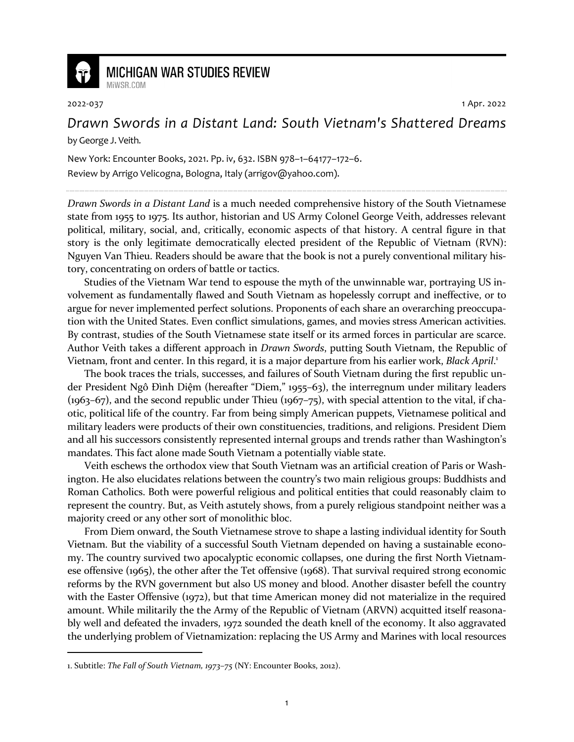MICHIGAN WAR STUDIES REVIEW
MiWSR.COM

2022-037 1 Apr. 2022

# *Drawn Swords in a Distant Land: South Vietnam's Shattered Dreams*

by George J. Veith.

New York: Encounter Books, 2021. Pp. iv, 632. ISBN 978–1–64177–172–6.
Review by Arrigo Velicogna, Bologna, Italy (arrigov@yahoo.com).

---

*Drawn Swords in a Distant Land* is a much needed comprehensive history of the South Vietnamese state from 1955 to 1975. Its author, historian and US Army Colonel George Veith, addresses relevant political, military, social, and, critically, economic aspects of that history. A central figure in that story is the only legitimate democratically elected president of the Republic of Vietnam (RVN): Nguyen Van Thieu. Readers should be aware that the book is not a purely conventional military history, concentrating on orders of battle or tactics.

Studies of the Vietnam War tend to espouse the myth of the unwinnable war, portraying US involvement as fundamentally flawed and South Vietnam as hopelessly corrupt and ineffective, or to argue for never implemented perfect solutions. Proponents of each share an overarching preoccupation with the United States. Even conflict simulations, games, and movies stress American activities. By contrast, studies of the South Vietnamese state itself or its armed forces in particular are scarce. Author Veith takes a different approach in *Drawn Swords*, putting South Vietnam, the Republic of Vietnam, front and center. In this regard, it is a major departure from his earlier work, *Black April*.[1]

The book traces the trials, successes, and failures of South Vietnam during the first republic under President Ngô Đình Diệm (hereafter "Diem," 1955–63), the interregnum under military leaders (1963–67), and the second republic under Thieu (1967–75), with special attention to the vital, if chaotic, political life of the country. Far from being simply American puppets, Vietnamese political and military leaders were products of their own constituencies, traditions, and religions. President Diem and all his successors consistently represented internal groups and trends rather than Washington's mandates. This fact alone made South Vietnam a potentially viable state.

Veith eschews the orthodox view that South Vietnam was an artificial creation of Paris or Washington. He also elucidates relations between the country's two main religious groups: Buddhists and Roman Catholics. Both were powerful religious and political entities that could reasonably claim to represent the country. But, as Veith astutely shows, from a purely religious standpoint neither was a majority creed or any other sort of monolithic bloc.

From Diem onward, the South Vietnamese strove to shape a lasting individual identity for South Vietnam. But the viability of a successful South Vietnam depended on having a sustainable economy. The country survived two apocalyptic economic collapses, one during the first North Vietnamese offensive (1965), the other after the Tet offensive (1968). That survival required strong economic reforms by the RVN government but also US money and blood. Another disaster befell the country with the Easter Offensive (1972), but that time American money did not materialize in the required amount. While militarily the the Army of the Republic of Vietnam (ARVN) acquitted itself reasonably well and defeated the invaders, 1972 sounded the death knell of the economy. It also aggravated the underlying problem of Vietnamization: replacing the US Army and Marines with local resources

---

1. Subtitle: *The Fall of South Vietnam, 1973–75* (NY: Encounter Books, 2012).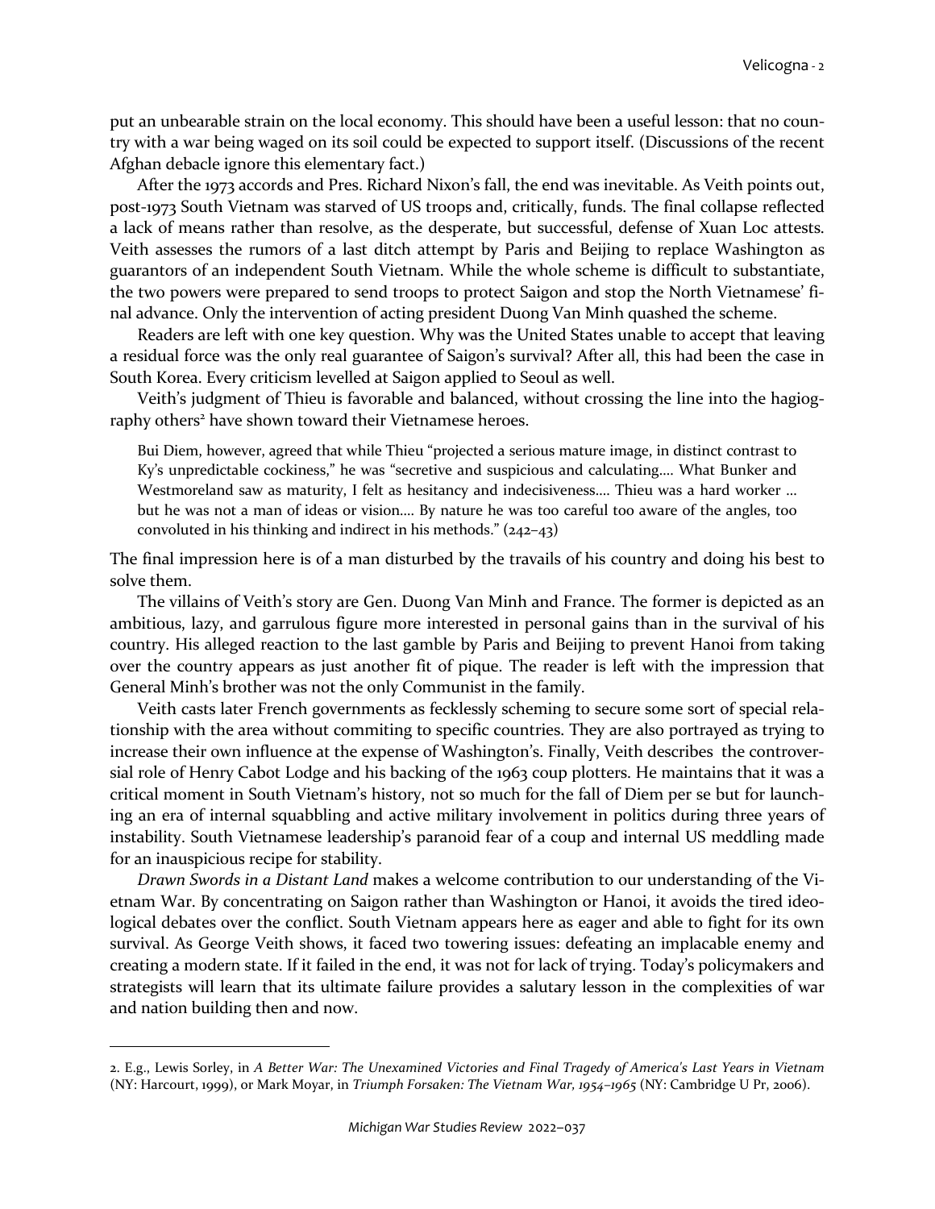put an unbearable strain on the local economy. This should have been a useful lesson: that no country with a war being waged on its soil could be expected to support itself. (Discussions of the recent Afghan debacle ignore this elementary fact.)

After the 1973 accords and Pres. Richard Nixon's fall, the end was inevitable. As Veith points out, post-1973 South Vietnam was starved of US troops and, critically, funds. The final collapse reflected a lack of means rather than resolve, as the desperate, but successful, defense of Xuan Loc attests. Veith assesses the rumors of a last ditch attempt by Paris and Beijing to replace Washington as guarantors of an independent South Vietnam. While the whole scheme is difficult to substantiate, the two powers were prepared to send troops to protect Saigon and stop the North Vietnamese' final advance. Only the intervention of acting president Duong Van Minh quashed the scheme.

Readers are left with one key question. Why was the United States unable to accept that leaving a residual force was the only real guarantee of Saigon's survival? After all, this had been the case in South Korea. Every criticism levelled at Saigon applied to Seoul as well.

Veith's judgment of Thieu is favorable and balanced, without crossing the line into the hagiography others[2] have shown toward their Vietnamese heroes.

> Bui Diem, however, agreed that while Thieu "projected a serious mature image, in distinct contrast to Ky's unpredictable cockiness," he was "secretive and suspicious and calculating…. What Bunker and Westmoreland saw as maturity, I felt as hesitancy and indecisiveness…. Thieu was a hard worker … but he was not a man of ideas or vision…. By nature he was too careful too aware of the angles, too convoluted in his thinking and indirect in his methods." (242–43)

The final impression here is of a man disturbed by the travails of his country and doing his best to solve them.

The villains of Veith's story are Gen. Duong Van Minh and France. The former is depicted as an ambitious, lazy, and garrulous figure more interested in personal gains than in the survival of his country. His alleged reaction to the last gamble by Paris and Beijing to prevent Hanoi from taking over the country appears as just another fit of pique. The reader is left with the impression that General Minh's brother was not the only Communist in the family.

Veith casts later French governments as fecklessly scheming to secure some sort of special relationship with the area without commiting to specific countries. They are also portrayed as trying to increase their own influence at the expense of Washington's. Finally, Veith describes the controversial role of Henry Cabot Lodge and his backing of the 1963 coup plotters. He maintains that it was a critical moment in South Vietnam's history, not so much for the fall of Diem per se but for launching an era of internal squabbling and active military involvement in politics during three years of instability. South Vietnamese leadership's paranoid fear of a coup and internal US meddling made for an inauspicious recipe for stability.

*Drawn Swords in a Distant Land* makes a welcome contribution to our understanding of the Vietnam War. By concentrating on Saigon rather than Washington or Hanoi, it avoids the tired ideological debates over the conflict. South Vietnam appears here as eager and able to fight for its own survival. As George Veith shows, it faced two towering issues: defeating an implacable enemy and creating a modern state. If it failed in the end, it was not for lack of trying. Today's policymakers and strategists will learn that its ultimate failure provides a salutary lesson in the complexities of war and nation building then and now.

---

2. E.g., Lewis Sorley, in *A Better War: The Unexamined Victories and Final Tragedy of America's Last Years in Vietnam* (NY: Harcourt, 1999), or Mark Moyar, in *Triumph Forsaken: The Vietnam War, 1954–1965* (NY: Cambridge U Pr, 2006).